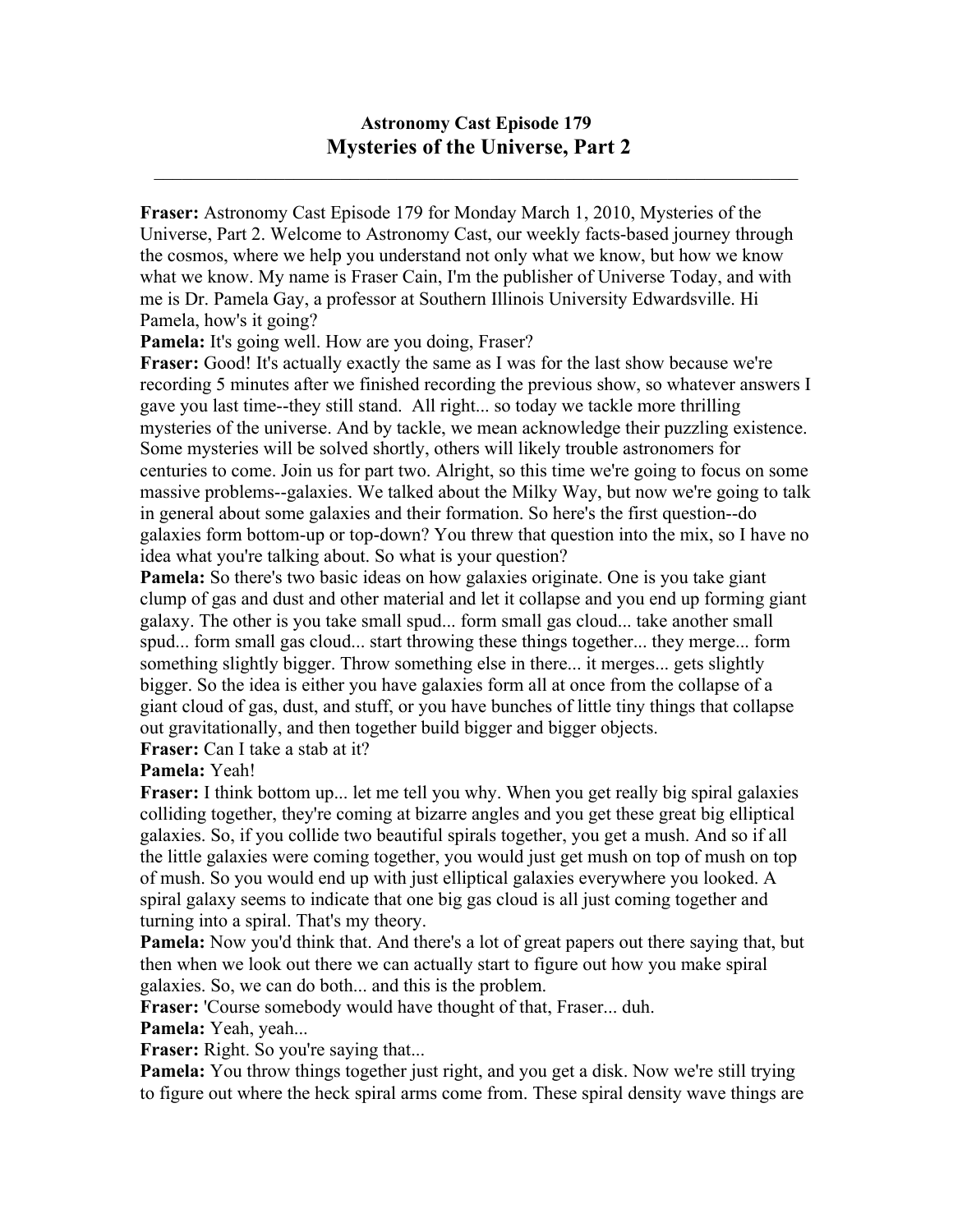## Astronomy Cast Episode 179
# Mysteries of the Universe, Part 2

---

**Fraser:** Astronomy Cast Episode 179 for Monday March 1, 2010, Mysteries of the Universe, Part 2. Welcome to Astronomy Cast, our weekly facts-based journey through the cosmos, where we help you understand not only what we know, but how we know what we know. My name is Fraser Cain, I'm the publisher of Universe Today, and with me is Dr. Pamela Gay, a professor at Southern Illinois University Edwardsville. Hi Pamela, how's it going?

**Pamela:** It's going well. How are you doing, Fraser?

**Fraser:** Good! It's actually exactly the same as I was for the last show because we're recording 5 minutes after we finished recording the previous show, so whatever answers I gave you last time--they still stand. All right... so today we tackle more thrilling mysteries of the universe. And by tackle, we mean acknowledge their puzzling existence. Some mysteries will be solved shortly, others will likely trouble astronomers for centuries to come. Join us for part two. Alright, so this time we're going to focus on some massive problems--galaxies. We talked about the Milky Way, but now we're going to talk in general about some galaxies and their formation. So here's the first question--do galaxies form bottom-up or top-down? You threw that question into the mix, so I have no idea what you're talking about. So what is your question?

**Pamela:** So there's two basic ideas on how galaxies originate. One is you take giant clump of gas and dust and other material and let it collapse and you end up forming giant galaxy. The other is you take small spud... form small gas cloud... take another small spud... form small gas cloud... start throwing these things together... they merge... form something slightly bigger. Throw something else in there... it merges... gets slightly bigger. So the idea is either you have galaxies form all at once from the collapse of a giant cloud of gas, dust, and stuff, or you have bunches of little tiny things that collapse out gravitationally, and then together build bigger and bigger objects.

**Fraser:** Can I take a stab at it?

**Pamela:** Yeah!

**Fraser:** I think bottom up... let me tell you why. When you get really big spiral galaxies colliding together, they're coming at bizarre angles and you get these great big elliptical galaxies. So, if you collide two beautiful spirals together, you get a mush. And so if all the little galaxies were coming together, you would just get mush on top of mush on top of mush. So you would end up with just elliptical galaxies everywhere you looked. A spiral galaxy seems to indicate that one big gas cloud is all just coming together and turning into a spiral. That's my theory.

**Pamela:** Now you'd think that. And there's a lot of great papers out there saying that, but then when we look out there we can actually start to figure out how you make spiral galaxies. So, we can do both... and this is the problem.

**Fraser:** 'Course somebody would have thought of that, Fraser... duh.

**Pamela:** Yeah, yeah...

**Fraser:** Right. So you're saying that...

**Pamela:** You throw things together just right, and you get a disk. Now we're still trying to figure out where the heck spiral arms come from. These spiral density wave things are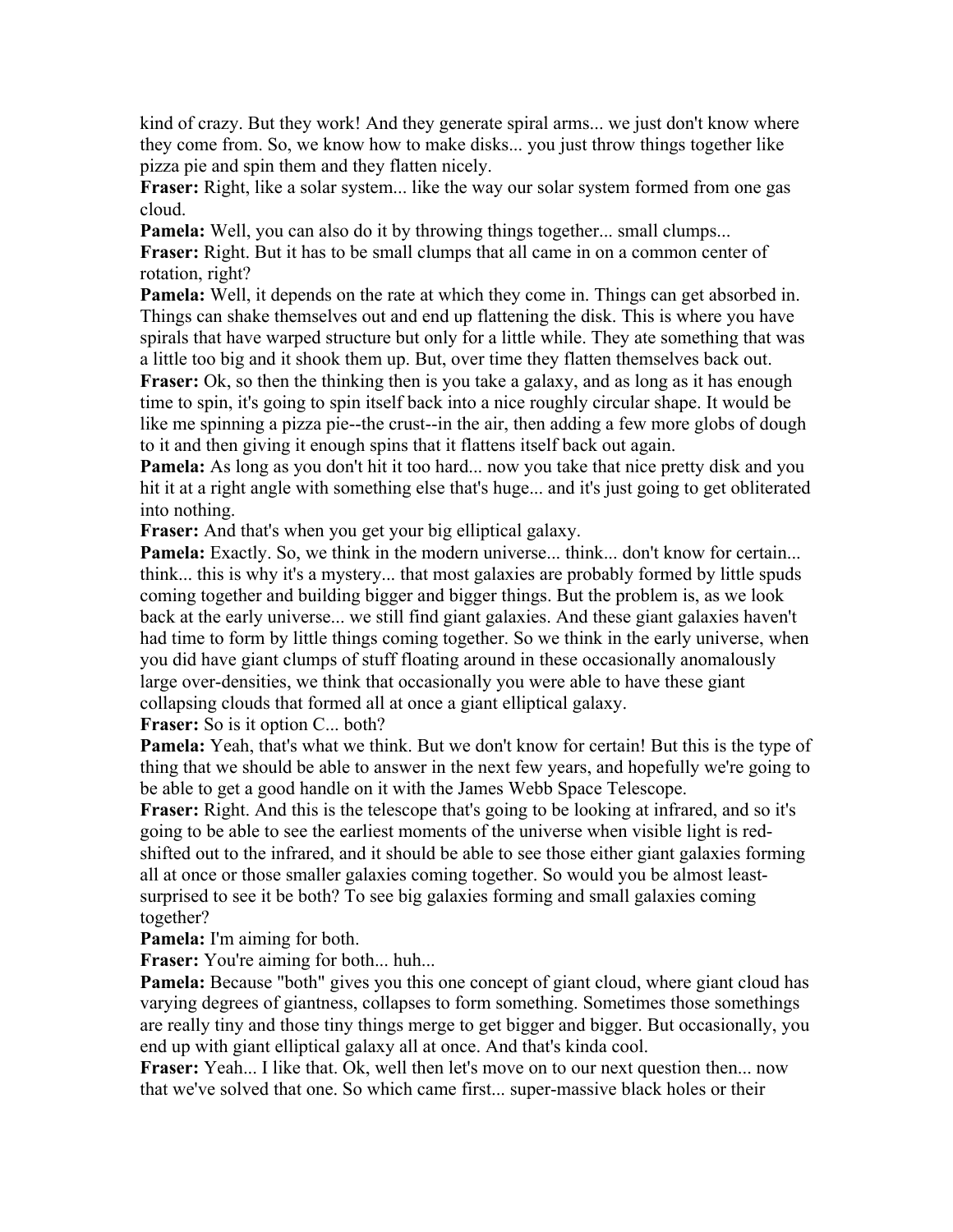kind of crazy. But they work! And they generate spiral arms... we just don't know where they come from. So, we know how to make disks... you just throw things together like pizza pie and spin them and they flatten nicely.

**Fraser:** Right, like a solar system... like the way our solar system formed from one gas cloud.

**Pamela:** Well, you can also do it by throwing things together... small clumps...

**Fraser:** Right. But it has to be small clumps that all came in on a common center of rotation, right?

**Pamela:** Well, it depends on the rate at which they come in. Things can get absorbed in. Things can shake themselves out and end up flattening the disk. This is where you have spirals that have warped structure but only for a little while. They ate something that was a little too big and it shook them up. But, over time they flatten themselves back out.

**Fraser:** Ok, so then the thinking then is you take a galaxy, and as long as it has enough time to spin, it's going to spin itself back into a nice roughly circular shape. It would be like me spinning a pizza pie--the crust--in the air, then adding a few more globs of dough to it and then giving it enough spins that it flattens itself back out again.

**Pamela:** As long as you don't hit it too hard... now you take that nice pretty disk and you hit it at a right angle with something else that's huge... and it's just going to get obliterated into nothing.

**Fraser:** And that's when you get your big elliptical galaxy.

**Pamela:** Exactly. So, we think in the modern universe... think... don't know for certain... think... this is why it's a mystery... that most galaxies are probably formed by little spuds coming together and building bigger and bigger things. But the problem is, as we look back at the early universe... we still find giant galaxies. And these giant galaxies haven't had time to form by little things coming together. So we think in the early universe, when you did have giant clumps of stuff floating around in these occasionally anomalously large over-densities, we think that occasionally you were able to have these giant collapsing clouds that formed all at once a giant elliptical galaxy.

**Fraser:** So is it option C... both?

**Pamela:** Yeah, that's what we think. But we don't know for certain! But this is the type of thing that we should be able to answer in the next few years, and hopefully we're going to be able to get a good handle on it with the James Webb Space Telescope.

**Fraser:** Right. And this is the telescope that's going to be looking at infrared, and so it's going to be able to see the earliest moments of the universe when visible light is red-shifted out to the infrared, and it should be able to see those either giant galaxies forming all at once or those smaller galaxies coming together. So would you be almost least-surprised to see it be both? To see big galaxies forming and small galaxies coming together?

**Pamela:** I'm aiming for both.

**Fraser:** You're aiming for both... huh...

**Pamela:** Because "both" gives you this one concept of giant cloud, where giant cloud has varying degrees of giantness, collapses to form something. Sometimes those somethings are really tiny and those tiny things merge to get bigger and bigger. But occasionally, you end up with giant elliptical galaxy all at once. And that's kinda cool.

**Fraser:** Yeah... I like that. Ok, well then let's move on to our next question then... now that we've solved that one. So which came first... super-massive black holes or their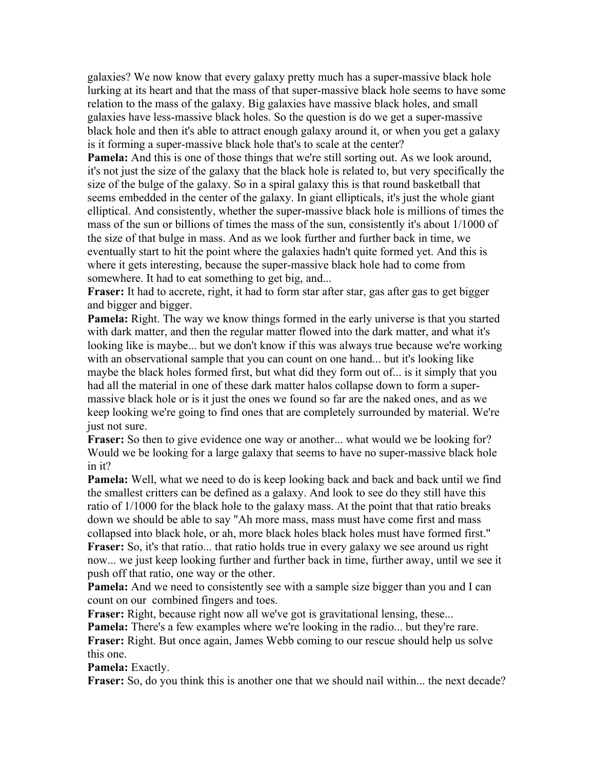galaxies? We now know that every galaxy pretty much has a super-massive black hole lurking at its heart and that the mass of that super-massive black hole seems to have some relation to the mass of the galaxy. Big galaxies have massive black holes, and small galaxies have less-massive black holes. So the question is do we get a super-massive black hole and then it's able to attract enough galaxy around it, or when you get a galaxy is it forming a super-massive black hole that's to scale at the center?

**Pamela:** And this is one of those things that we're still sorting out. As we look around, it's not just the size of the galaxy that the black hole is related to, but very specifically the size of the bulge of the galaxy. So in a spiral galaxy this is that round basketball that seems embedded in the center of the galaxy. In giant ellipticals, it's just the whole giant elliptical. And consistently, whether the super-massive black hole is millions of times the mass of the sun or billions of times the mass of the sun, consistently it's about 1/1000 of the size of that bulge in mass. And as we look further and further back in time, we eventually start to hit the point where the galaxies hadn't quite formed yet. And this is where it gets interesting, because the super-massive black hole had to come from somewhere. It had to eat something to get big, and...

**Fraser:** It had to accrete, right, it had to form star after star, gas after gas to get bigger and bigger and bigger.

**Pamela:** Right. The way we know things formed in the early universe is that you started with dark matter, and then the regular matter flowed into the dark matter, and what it's looking like is maybe... but we don't know if this was always true because we're working with an observational sample that you can count on one hand... but it's looking like maybe the black holes formed first, but what did they form out of... is it simply that you had all the material in one of these dark matter halos collapse down to form a super-massive black hole or is it just the ones we found so far are the naked ones, and as we keep looking we're going to find ones that are completely surrounded by material. We're just not sure.

**Fraser:** So then to give evidence one way or another... what would we be looking for? Would we be looking for a large galaxy that seems to have no super-massive black hole in it?

**Pamela:** Well, what we need to do is keep looking back and back and back until we find the smallest critters can be defined as a galaxy. And look to see do they still have this ratio of 1/1000 for the black hole to the galaxy mass. At the point that that ratio breaks down we should be able to say "Ah more mass, mass must have come first and mass collapsed into black hole, or ah, more black holes black holes must have formed first."

**Fraser:** So, it's that ratio... that ratio holds true in every galaxy we see around us right now... we just keep looking further and further back in time, further away, until we see it push off that ratio, one way or the other.

**Pamela:** And we need to consistently see with a sample size bigger than you and I can count on our combined fingers and toes.

**Fraser:** Right, because right now all we've got is gravitational lensing, these...

**Pamela:** There's a few examples where we're looking in the radio... but they're rare.

**Fraser:** Right. But once again, James Webb coming to our rescue should help us solve this one.

**Pamela:** Exactly.

**Fraser:** So, do you think this is another one that we should nail within... the next decade?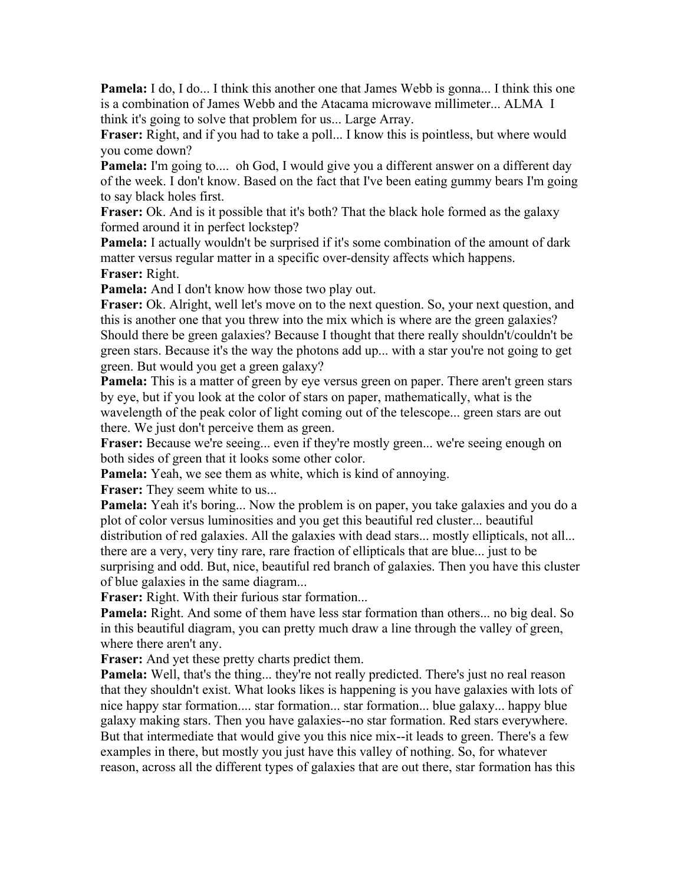**Pamela:** I do, I do... I think this another one that James Webb is gonna... I think this one is a combination of James Webb and the Atacama microwave millimeter... ALMA I think it's going to solve that problem for us... Large Array.

**Fraser:** Right, and if you had to take a poll... I know this is pointless, but where would you come down?

**Pamela:** I'm going to.... oh God, I would give you a different answer on a different day of the week. I don't know. Based on the fact that I've been eating gummy bears I'm going to say black holes first.

**Fraser:** Ok. And is it possible that it's both? That the black hole formed as the galaxy formed around it in perfect lockstep?

**Pamela:** I actually wouldn't be surprised if it's some combination of the amount of dark matter versus regular matter in a specific over-density affects which happens.

**Fraser:** Right.

**Pamela:** And I don't know how those two play out.

**Fraser:** Ok. Alright, well let's move on to the next question. So, your next question, and this is another one that you threw into the mix which is where are the green galaxies? Should there be green galaxies? Because I thought that there really shouldn't/couldn't be green stars. Because it's the way the photons add up... with a star you're not going to get green. But would you get a green galaxy?

**Pamela:** This is a matter of green by eye versus green on paper. There aren't green stars by eye, but if you look at the color of stars on paper, mathematically, what is the wavelength of the peak color of light coming out of the telescope... green stars are out there. We just don't perceive them as green.

**Fraser:** Because we're seeing... even if they're mostly green... we're seeing enough on both sides of green that it looks some other color.

**Pamela:** Yeah, we see them as white, which is kind of annoying.

**Fraser:** They seem white to us...

**Pamela:** Yeah it's boring... Now the problem is on paper, you take galaxies and you do a plot of color versus luminosities and you get this beautiful red cluster... beautiful distribution of red galaxies. All the galaxies with dead stars... mostly ellipticals, not all... there are a very, very tiny rare, rare fraction of ellipticals that are blue... just to be surprising and odd. But, nice, beautiful red branch of galaxies. Then you have this cluster of blue galaxies in the same diagram...

**Fraser:** Right. With their furious star formation...

**Pamela:** Right. And some of them have less star formation than others... no big deal. So in this beautiful diagram, you can pretty much draw a line through the valley of green, where there aren't any.

**Fraser:** And yet these pretty charts predict them.

**Pamela:** Well, that's the thing... they're not really predicted. There's just no real reason that they shouldn't exist. What looks likes is happening is you have galaxies with lots of nice happy star formation.... star formation... star formation... blue galaxy... happy blue galaxy making stars. Then you have galaxies--no star formation. Red stars everywhere. But that intermediate that would give you this nice mix--it leads to green. There's a few examples in there, but mostly you just have this valley of nothing. So, for whatever reason, across all the different types of galaxies that are out there, star formation has this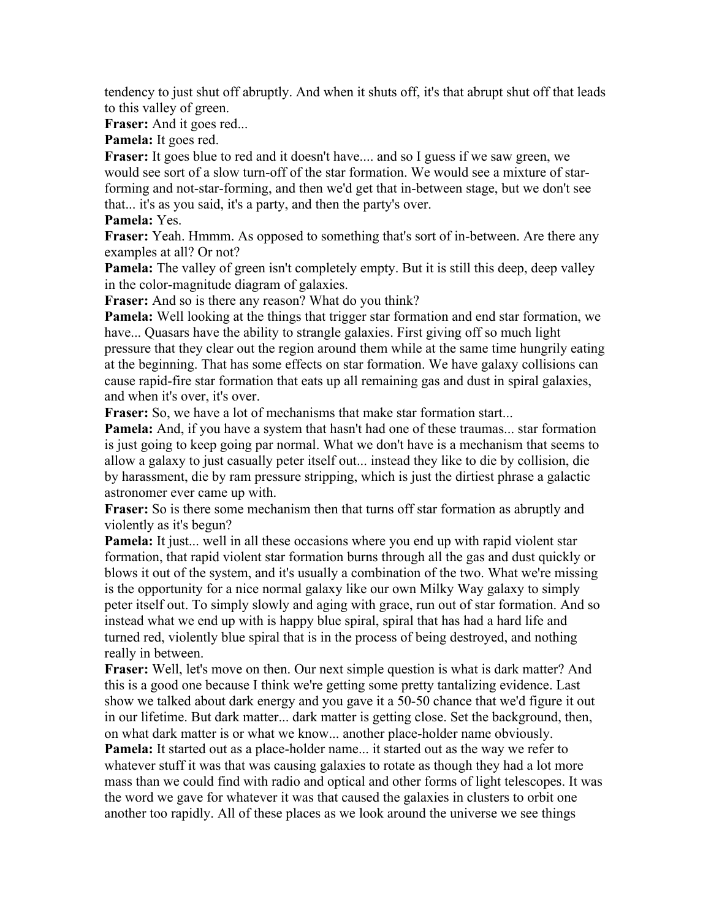tendency to just shut off abruptly. And when it shuts off, it's that abrupt shut off that leads to this valley of green.

**Fraser:** And it goes red...

**Pamela:** It goes red.

**Fraser:** It goes blue to red and it doesn't have.... and so I guess if we saw green, we would see sort of a slow turn-off of the star formation. We would see a mixture of star-forming and not-star-forming, and then we'd get that in-between stage, but we don't see that... it's as you said, it's a party, and then the party's over.

**Pamela:** Yes.

**Fraser:** Yeah. Hmmm. As opposed to something that's sort of in-between. Are there any examples at all? Or not?

**Pamela:** The valley of green isn't completely empty. But it is still this deep, deep valley in the color-magnitude diagram of galaxies.

**Fraser:** And so is there any reason? What do you think?

**Pamela:** Well looking at the things that trigger star formation and end star formation, we have... Quasars have the ability to strangle galaxies. First giving off so much light pressure that they clear out the region around them while at the same time hungrily eating at the beginning. That has some effects on star formation. We have galaxy collisions can cause rapid-fire star formation that eats up all remaining gas and dust in spiral galaxies, and when it's over, it's over.

**Fraser:** So, we have a lot of mechanisms that make star formation start...

**Pamela:** And, if you have a system that hasn't had one of these traumas... star formation is just going to keep going par normal. What we don't have is a mechanism that seems to allow a galaxy to just casually peter itself out... instead they like to die by collision, die by harassment, die by ram pressure stripping, which is just the dirtiest phrase a galactic astronomer ever came up with.

**Fraser:** So is there some mechanism then that turns off star formation as abruptly and violently as it's begun?

**Pamela:** It just... well in all these occasions where you end up with rapid violent star formation, that rapid violent star formation burns through all the gas and dust quickly or blows it out of the system, and it's usually a combination of the two. What we're missing is the opportunity for a nice normal galaxy like our own Milky Way galaxy to simply peter itself out. To simply slowly and aging with grace, run out of star formation. And so instead what we end up with is happy blue spiral, spiral that has had a hard life and turned red, violently blue spiral that is in the process of being destroyed, and nothing really in between.

**Fraser:** Well, let's move on then. Our next simple question is what is dark matter? And this is a good one because I think we're getting some pretty tantalizing evidence. Last show we talked about dark energy and you gave it a 50-50 chance that we'd figure it out in our lifetime. But dark matter... dark matter is getting close. Set the background, then, on what dark matter is or what we know... another place-holder name obviously.

**Pamela:** It started out as a place-holder name... it started out as the way we refer to whatever stuff it was that was causing galaxies to rotate as though they had a lot more mass than we could find with radio and optical and other forms of light telescopes. It was the word we gave for whatever it was that caused the galaxies in clusters to orbit one another too rapidly. All of these places as we look around the universe we see things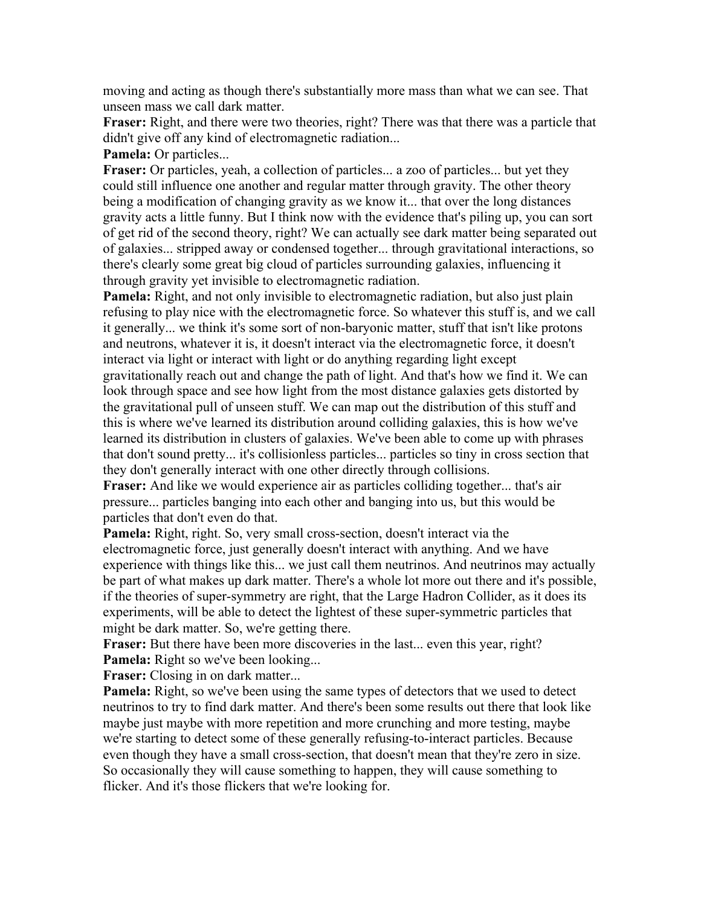moving and acting as though there's substantially more mass than what we can see. That unseen mass we call dark matter.

**Fraser:** Right, and there were two theories, right? There was that there was a particle that didn't give off any kind of electromagnetic radiation...

**Pamela:** Or particles...

**Fraser:** Or particles, yeah, a collection of particles... a zoo of particles... but yet they could still influence one another and regular matter through gravity. The other theory being a modification of changing gravity as we know it... that over the long distances gravity acts a little funny. But I think now with the evidence that's piling up, you can sort of get rid of the second theory, right? We can actually see dark matter being separated out of galaxies... stripped away or condensed together... through gravitational interactions, so there's clearly some great big cloud of particles surrounding galaxies, influencing it through gravity yet invisible to electromagnetic radiation.

**Pamela:** Right, and not only invisible to electromagnetic radiation, but also just plain refusing to play nice with the electromagnetic force. So whatever this stuff is, and we call it generally... we think it's some sort of non-baryonic matter, stuff that isn't like protons and neutrons, whatever it is, it doesn't interact via the electromagnetic force, it doesn't interact via light or interact with light or do anything regarding light except gravitationally reach out and change the path of light. And that's how we find it. We can look through space and see how light from the most distance galaxies gets distorted by the gravitational pull of unseen stuff. We can map out the distribution of this stuff and this is where we've learned its distribution around colliding galaxies, this is how we've learned its distribution in clusters of galaxies. We've been able to come up with phrases that don't sound pretty... it's collisionless particles... particles so tiny in cross section that they don't generally interact with one other directly through collisions.

**Fraser:** And like we would experience air as particles colliding together... that's air pressure... particles banging into each other and banging into us, but this would be particles that don't even do that.

**Pamela:** Right, right. So, very small cross-section, doesn't interact via the electromagnetic force, just generally doesn't interact with anything. And we have experience with things like this... we just call them neutrinos. And neutrinos may actually be part of what makes up dark matter. There's a whole lot more out there and it's possible, if the theories of super-symmetry are right, that the Large Hadron Collider, as it does its experiments, will be able to detect the lightest of these super-symmetric particles that might be dark matter. So, we're getting there.

**Fraser:** But there have been more discoveries in the last... even this year, right?

**Pamela:** Right so we've been looking...

**Fraser:** Closing in on dark matter...

**Pamela:** Right, so we've been using the same types of detectors that we used to detect neutrinos to try to find dark matter. And there's been some results out there that look like maybe just maybe with more repetition and more crunching and more testing, maybe we're starting to detect some of these generally refusing-to-interact particles. Because even though they have a small cross-section, that doesn't mean that they're zero in size. So occasionally they will cause something to happen, they will cause something to flicker. And it's those flickers that we're looking for.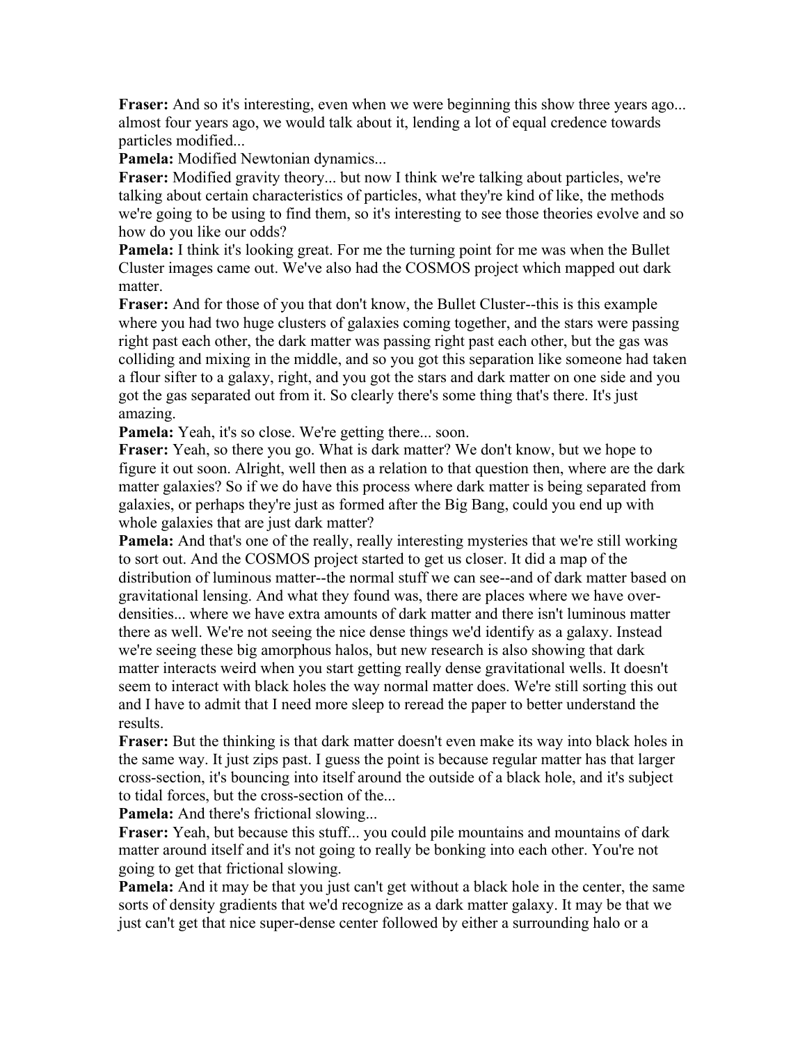**Fraser:** And so it's interesting, even when we were beginning this show three years ago... almost four years ago, we would talk about it, lending a lot of equal credence towards particles modified...

**Pamela:** Modified Newtonian dynamics...

**Fraser:** Modified gravity theory... but now I think we're talking about particles, we're talking about certain characteristics of particles, what they're kind of like, the methods we're going to be using to find them, so it's interesting to see those theories evolve and so how do you like our odds?

**Pamela:** I think it's looking great. For me the turning point for me was when the Bullet Cluster images came out. We've also had the COSMOS project which mapped out dark matter.

**Fraser:** And for those of you that don't know, the Bullet Cluster--this is this example where you had two huge clusters of galaxies coming together, and the stars were passing right past each other, the dark matter was passing right past each other, but the gas was colliding and mixing in the middle, and so you got this separation like someone had taken a flour sifter to a galaxy, right, and you got the stars and dark matter on one side and you got the gas separated out from it. So clearly there's some thing that's there. It's just amazing.

**Pamela:** Yeah, it's so close. We're getting there... soon.

**Fraser:** Yeah, so there you go. What is dark matter? We don't know, but we hope to figure it out soon. Alright, well then as a relation to that question then, where are the dark matter galaxies? So if we do have this process where dark matter is being separated from galaxies, or perhaps they're just as formed after the Big Bang, could you end up with whole galaxies that are just dark matter?

**Pamela:** And that's one of the really, really interesting mysteries that we're still working to sort out. And the COSMOS project started to get us closer. It did a map of the distribution of luminous matter--the normal stuff we can see--and of dark matter based on gravitational lensing. And what they found was, there are places where we have over-densities... where we have extra amounts of dark matter and there isn't luminous matter there as well. We're not seeing the nice dense things we'd identify as a galaxy. Instead we're seeing these big amorphous halos, but new research is also showing that dark matter interacts weird when you start getting really dense gravitational wells. It doesn't seem to interact with black holes the way normal matter does. We're still sorting this out and I have to admit that I need more sleep to reread the paper to better understand the results.

**Fraser:** But the thinking is that dark matter doesn't even make its way into black holes in the same way. It just zips past. I guess the point is because regular matter has that larger cross-section, it's bouncing into itself around the outside of a black hole, and it's subject to tidal forces, but the cross-section of the...

**Pamela:** And there's frictional slowing...

**Fraser:** Yeah, but because this stuff... you could pile mountains and mountains of dark matter around itself and it's not going to really be bonking into each other. You're not going to get that frictional slowing.

**Pamela:** And it may be that you just can't get without a black hole in the center, the same sorts of density gradients that we'd recognize as a dark matter galaxy. It may be that we just can't get that nice super-dense center followed by either a surrounding halo or a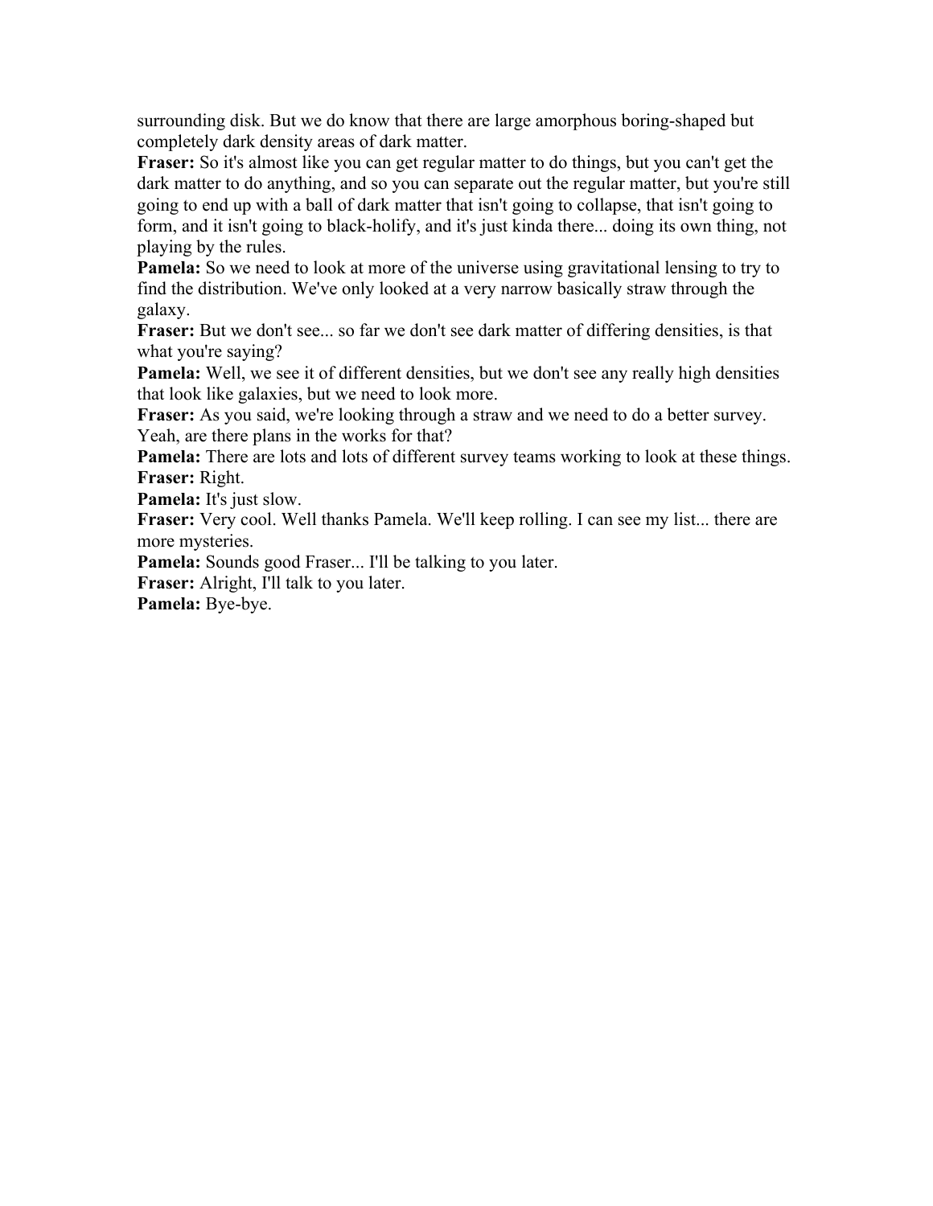surrounding disk. But we do know that there are large amorphous boring-shaped but completely dark density areas of dark matter.

**Fraser:** So it's almost like you can get regular matter to do things, but you can't get the dark matter to do anything, and so you can separate out the regular matter, but you're still going to end up with a ball of dark matter that isn't going to collapse, that isn't going to form, and it isn't going to black-holify, and it's just kinda there... doing its own thing, not playing by the rules.

**Pamela:** So we need to look at more of the universe using gravitational lensing to try to find the distribution. We've only looked at a very narrow basically straw through the galaxy.

**Fraser:** But we don't see... so far we don't see dark matter of differing densities, is that what you're saying?

**Pamela:** Well, we see it of different densities, but we don't see any really high densities that look like galaxies, but we need to look more.

**Fraser:** As you said, we're looking through a straw and we need to do a better survey. Yeah, are there plans in the works for that?

**Pamela:** There are lots and lots of different survey teams working to look at these things.

**Fraser:** Right.

**Pamela:** It's just slow.

**Fraser:** Very cool. Well thanks Pamela. We'll keep rolling. I can see my list... there are more mysteries.

**Pamela:** Sounds good Fraser... I'll be talking to you later.

**Fraser:** Alright, I'll talk to you later.

**Pamela:** Bye-bye.